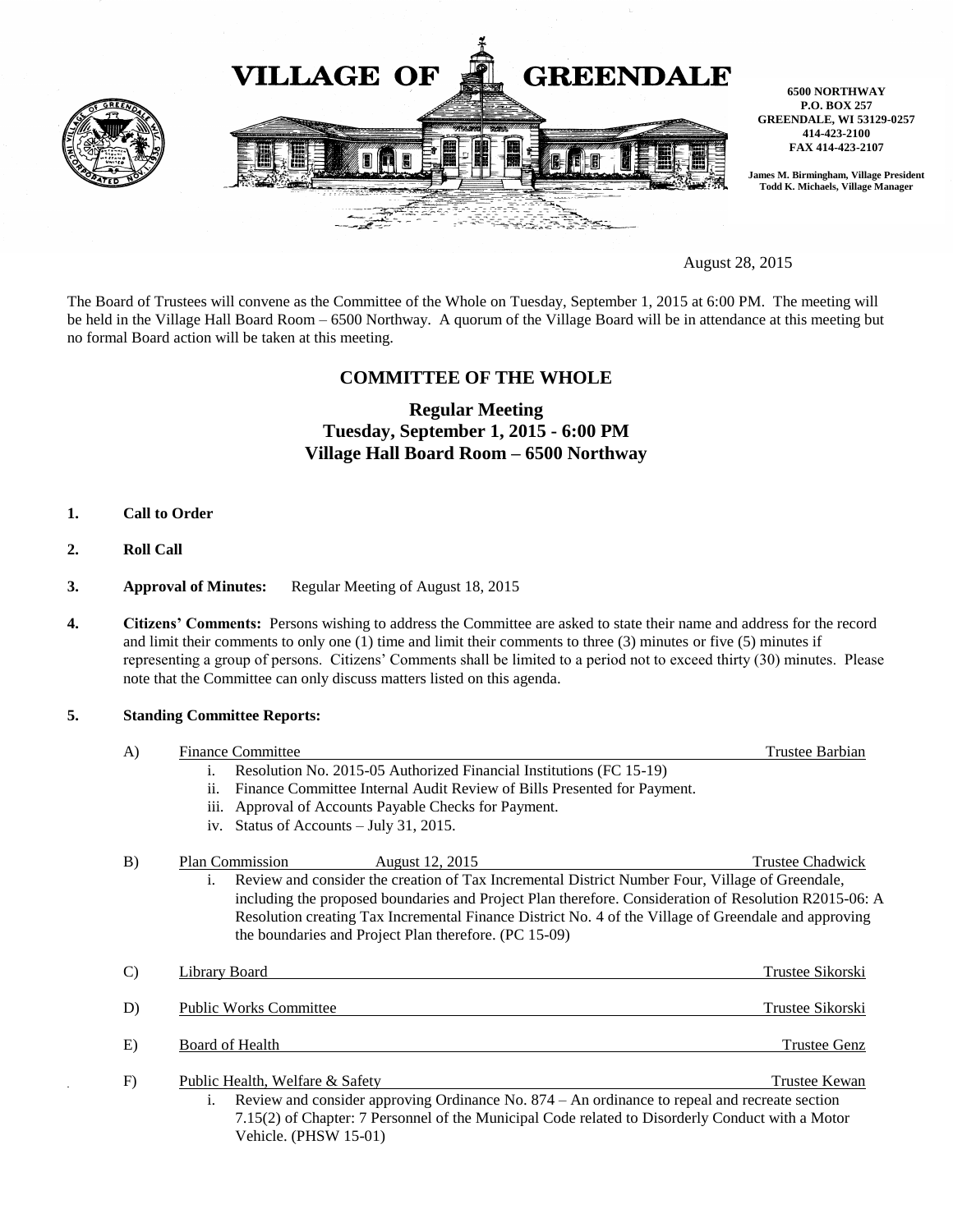# VILLAGE OF GREENDALE

**6500 NORTHWAY**
**P.O. BOX 257**
**GREENDALE, WI 53129-0257**
**414-423-2100**
**FAX 414-423-2107**

**James M. Birmingham, Village President**
**Todd K. Michaels, Village Manager**

August 28, 2015

The Board of Trustees will convene as the Committee of the Whole on Tuesday, September 1, 2015 at 6:00 PM. The meeting will be held in the Village Hall Board Room – 6500 Northway. A quorum of the Village Board will be in attendance at this meeting but no formal Board action will be taken at this meeting.

## COMMITTEE OF THE WHOLE

### Regular Meeting
### Tuesday, September 1, 2015 - 6:00 PM
### Village Hall Board Room – 6500 Northway

1. **Call to Order**

2. **Roll Call**

3. **Approval of Minutes:** Regular Meeting of August 18, 2015

4. **Citizens' Comments:** Persons wishing to address the Committee are asked to state their name and address for the record and limit their comments to only one (1) time and limit their comments to three (3) minutes or five (5) minutes if representing a group of persons. Citizens' Comments shall be limited to a period not to exceed thirty (30) minutes. Please note that the Committee can only discuss matters listed on this agenda.

5. **Standing Committee Reports:**

   A) Finance Committee — Trustee Barbian
      - i. Resolution No. 2015-05 Authorized Financial Institutions (FC 15-19)
      - ii. Finance Committee Internal Audit Review of Bills Presented for Payment.
      - iii. Approval of Accounts Payable Checks for Payment.
      - iv. Status of Accounts – July 31, 2015.

   B) Plan Commission — August 12, 2015 — Trustee Chadwick
      - i. Review and consider the creation of Tax Incremental District Number Four, Village of Greendale, including the proposed boundaries and Project Plan therefore. Consideration of Resolution R2015-06: A Resolution creating Tax Incremental Finance District No. 4 of the Village of Greendale and approving the boundaries and Project Plan therefore. (PC 15-09)

   C) Library Board — Trustee Sikorski

   D) Public Works Committee — Trustee Sikorski

   E) Board of Health — Trustee Genz

   F) Public Health, Welfare & Safety — Trustee Kewan
      - i. Review and consider approving Ordinance No. 874 – An ordinance to repeal and recreate section 7.15(2) of Chapter: 7 Personnel of the Municipal Code related to Disorderly Conduct with a Motor Vehicle. (PHSW 15-01)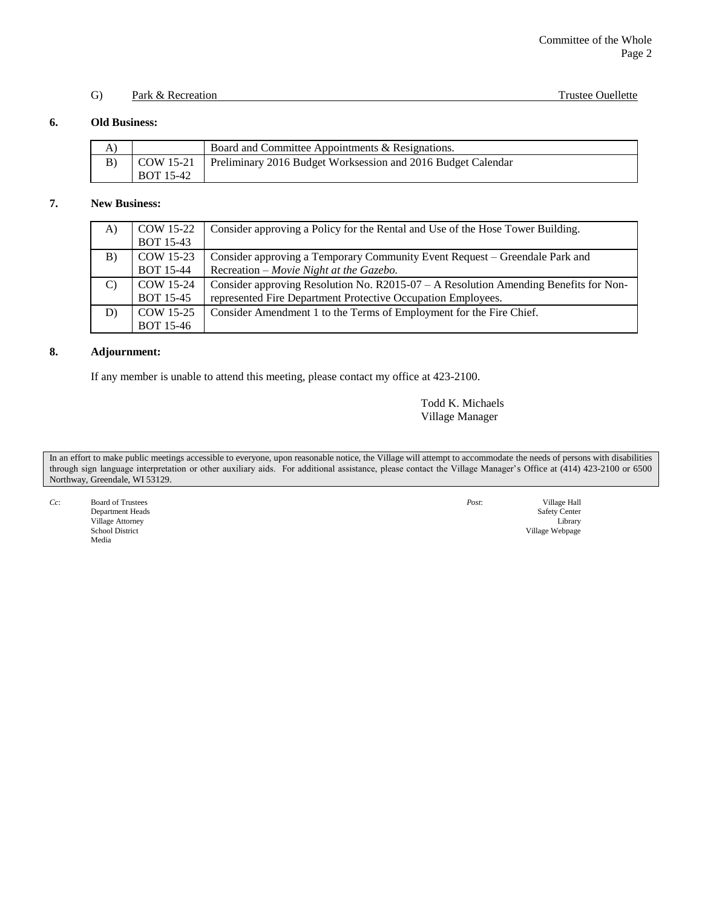G) Park & Recreation Trustee Ouellette

**6. Old Business:**

| | | |
|---|---|---|
| A) | | Board and Committee Appointments & Resignations. |
| B) | COW 15-21 BOT 15-42 | Preliminary 2016 Budget Worksession and 2016 Budget Calendar |

**7. New Business:**

| | | |
|---|---|---|
| A) | COW 15-22 BOT 15-43 | Consider approving a Policy for the Rental and Use of the Hose Tower Building. |
| B) | COW 15-23 BOT 15-44 | Consider approving a Temporary Community Event Request – Greendale Park and Recreation – *Movie Night at the Gazebo.* |
| C) | COW 15-24 BOT 15-45 | Consider approving Resolution No. R2015-07 – A Resolution Amending Benefits for Non-represented Fire Department Protective Occupation Employees. |
| D) | COW 15-25 BOT 15-46 | Consider Amendment 1 to the Terms of Employment for the Fire Chief. |

**8. Adjournment:**

If any member is unable to attend this meeting, please contact my office at 423-2100.

Todd K. Michaels
Village Manager

In an effort to make public meetings accessible to everyone, upon reasonable notice, the Village will attempt to accommodate the needs of persons with disabilities through sign language interpretation or other auxiliary aids. For additional assistance, please contact the Village Manager's Office at (414) 423-2100 or 6500 Northway, Greendale, WI 53129.

*Cc*: Board of Trustees
Department Heads
Village Attorney
School District
Media

*Post*: Village Hall
Safety Center
Library
Village Webpage